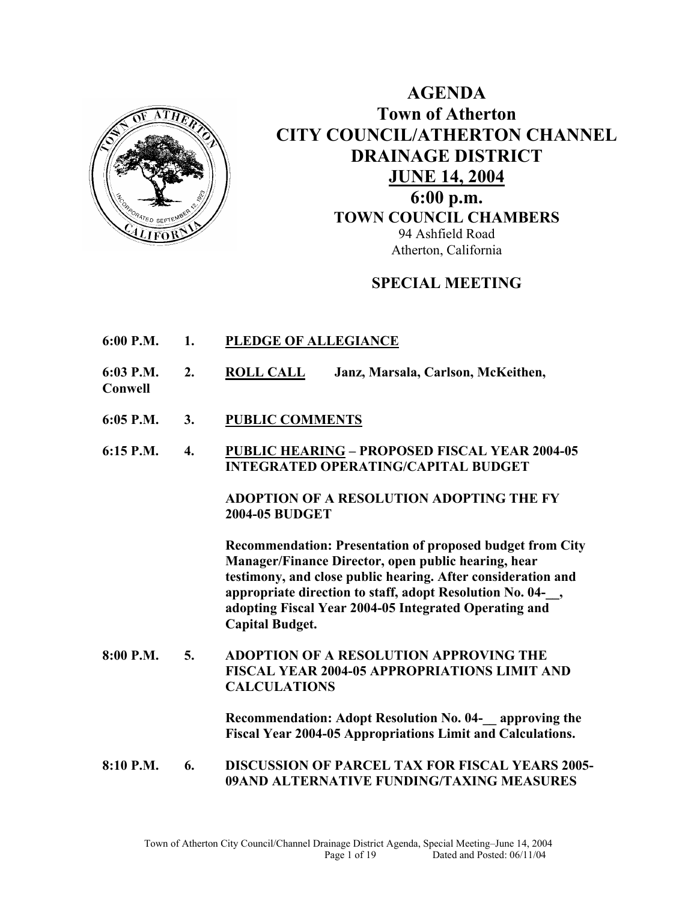# AGENDA

## Town of Atherton

## CITY COUNCIL/ATHERTON CHANNEL DRAINAGE DISTRICT

## JUNE 14, 2004

## 6:00 p.m.

**TOWN COUNCIL CHAMBERS**

94 Ashfield Road
Atherton, California

### SPECIAL MEETING

**6:00 P.M. 1. PLEDGE OF ALLEGIANCE**

**6:03 P.M. 2. ROLL CALL Janz, Marsala, Carlson, McKeithen, Conwell**

**6:05 P.M. 3. PUBLIC COMMENTS**

**6:15 P.M. 4. PUBLIC HEARING – PROPOSED FISCAL YEAR 2004-05 INTEGRATED OPERATING/CAPITAL BUDGET**

**ADOPTION OF A RESOLUTION ADOPTING THE FY 2004-05 BUDGET**

**Recommendation: Presentation of proposed budget from City Manager/Finance Director, open public hearing, hear testimony, and close public hearing. After consideration and appropriate direction to staff, adopt Resolution No. 04-__, adopting Fiscal Year 2004-05 Integrated Operating and Capital Budget.**

**8:00 P.M. 5. ADOPTION OF A RESOLUTION APPROVING THE FISCAL YEAR 2004-05 APPROPRIATIONS LIMIT AND CALCULATIONS**

**Recommendation: Adopt Resolution No. 04-__ approving the Fiscal Year 2004-05 Appropriations Limit and Calculations.**

**8:10 P.M. 6. DISCUSSION OF PARCEL TAX FOR FISCAL YEARS 2005-09AND ALTERNATIVE FUNDING/TAXING MEASURES**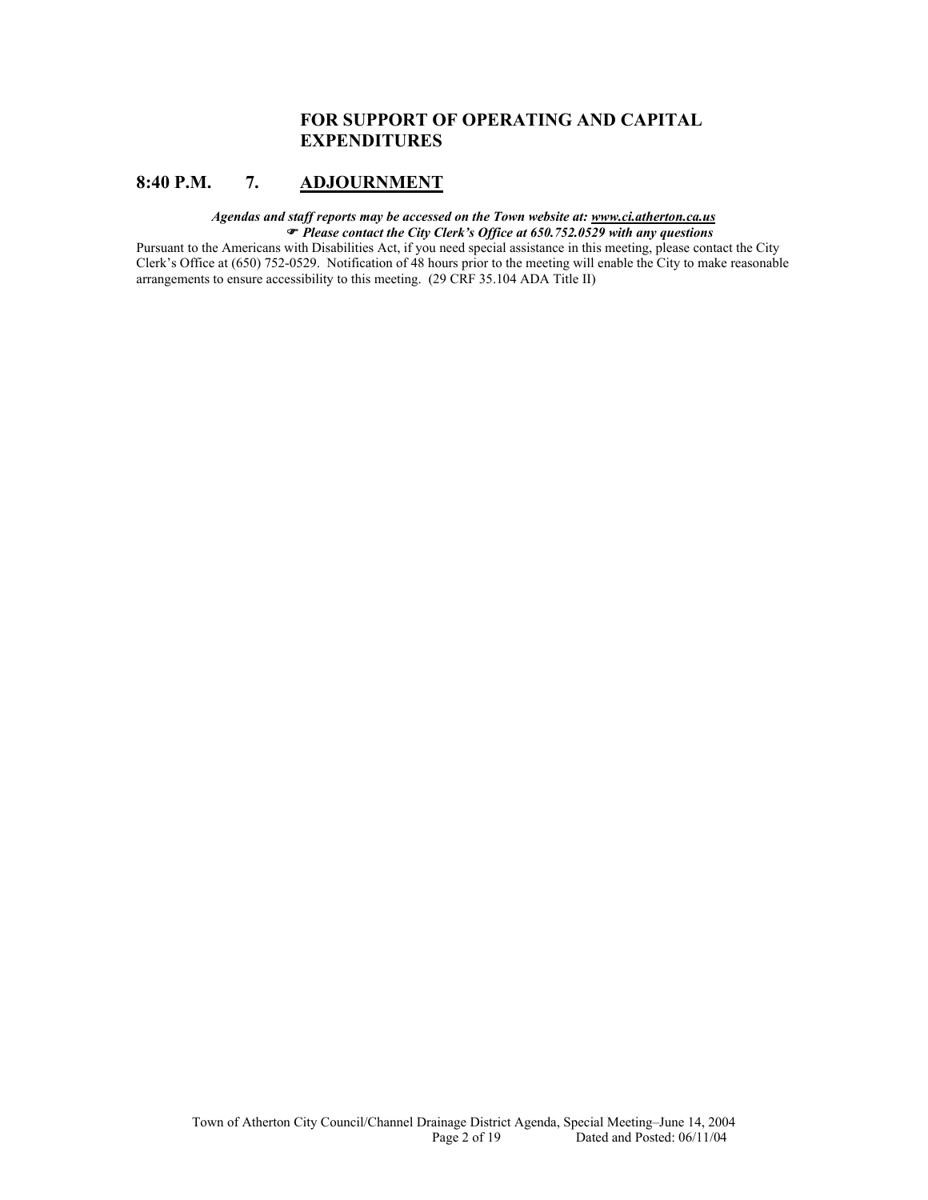**FOR SUPPORT OF OPERATING AND CAPITAL EXPENDITURES**

## 8:40 P.M. 7. ADJOURNMENT

***Agendas and staff reports may be accessed on the Town website at: www.ci.atherton.ca.us***
***☞ Please contact the City Clerk's Office at 650.752.0529 with any questions***

Pursuant to the Americans with Disabilities Act, if you need special assistance in this meeting, please contact the City Clerk's Office at (650) 752-0529. Notification of 48 hours prior to the meeting will enable the City to make reasonable arrangements to ensure accessibility to this meeting. (29 CRF 35.104 ADA Title II)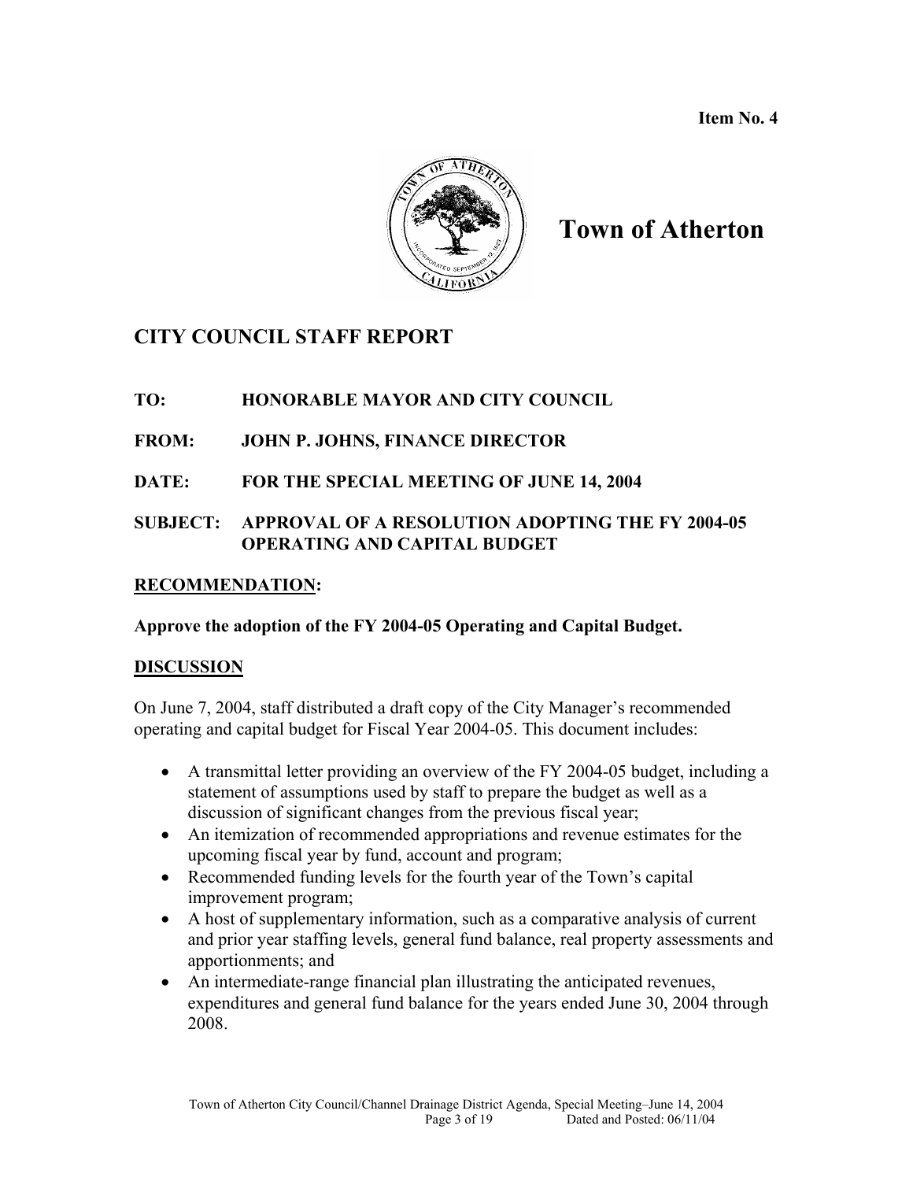**Item No. 4**

# Town of Atherton

## CITY COUNCIL STAFF REPORT

**TO:** HONORABLE MAYOR AND CITY COUNCIL

**FROM:** JOHN P. JOHNS, FINANCE DIRECTOR

**DATE:** FOR THE SPECIAL MEETING OF JUNE 14, 2004

**SUBJECT:** APPROVAL OF A RESOLUTION ADOPTING THE FY 2004-05 OPERATING AND CAPITAL BUDGET

**RECOMMENDATION:**

**Approve the adoption of the FY 2004-05 Operating and Capital Budget.**

**DISCUSSION**

On June 7, 2004, staff distributed a draft copy of the City Manager's recommended operating and capital budget for Fiscal Year 2004-05. This document includes:

- A transmittal letter providing an overview of the FY 2004-05 budget, including a statement of assumptions used by staff to prepare the budget as well as a discussion of significant changes from the previous fiscal year;
- An itemization of recommended appropriations and revenue estimates for the upcoming fiscal year by fund, account and program;
- Recommended funding levels for the fourth year of the Town's capital improvement program;
- A host of supplementary information, such as a comparative analysis of current and prior year staffing levels, general fund balance, real property assessments and apportionments; and
- An intermediate-range financial plan illustrating the anticipated revenues, expenditures and general fund balance for the years ended June 30, 2004 through 2008.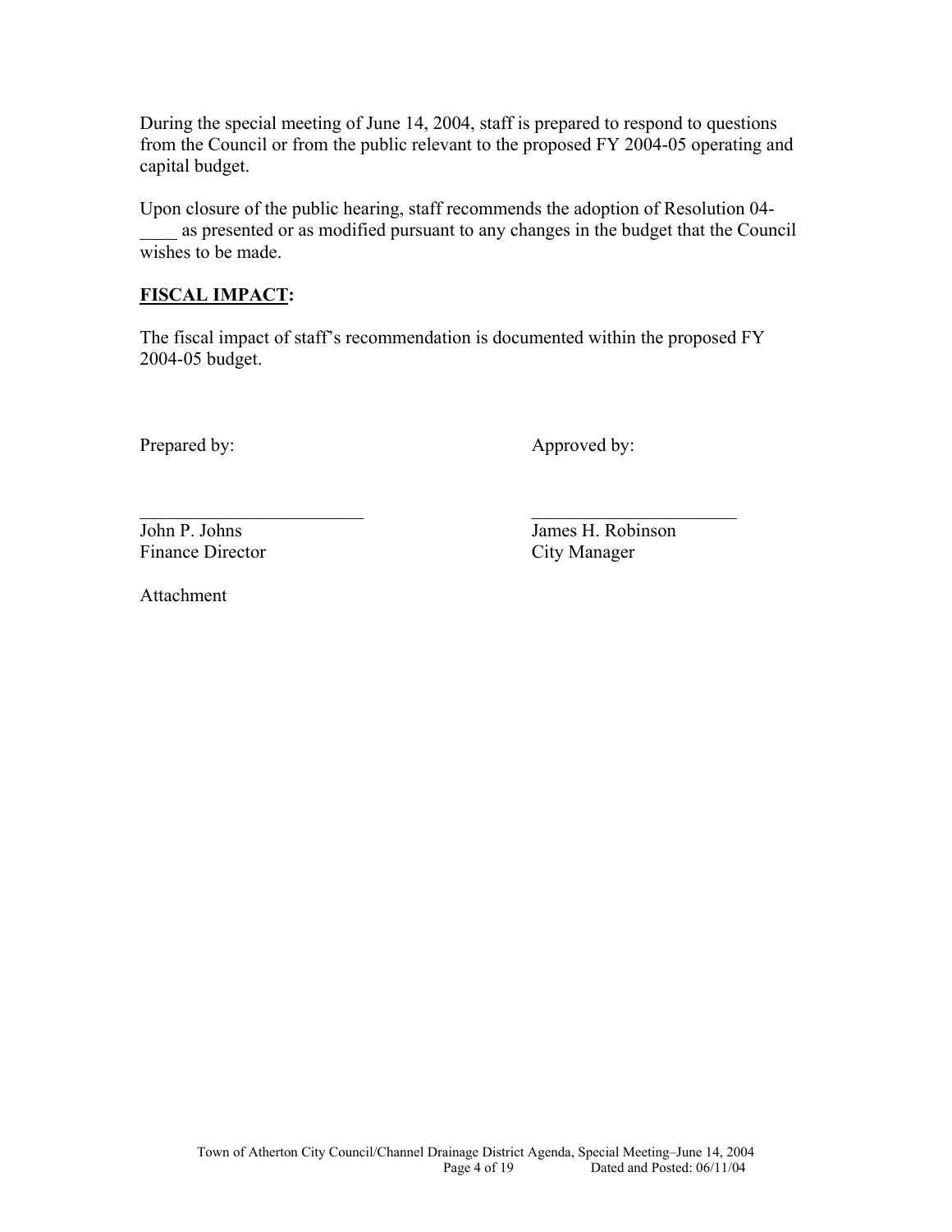During the special meeting of June 14, 2004, staff is prepared to respond to questions from the Council or from the public relevant to the proposed FY 2004-05 operating and capital budget.

Upon closure of the public hearing, staff recommends the adoption of Resolution 04-____ as presented or as modified pursuant to any changes in the budget that the Council wishes to be made.

**FISCAL IMPACT:**

The fiscal impact of staff's recommendation is documented within the proposed FY 2004-05 budget.

| Prepared by: | Approved by: |
|---|---|
| _________________________ | _______________________ |
| John P. Johns | James H. Robinson |
| Finance Director | City Manager |

Attachment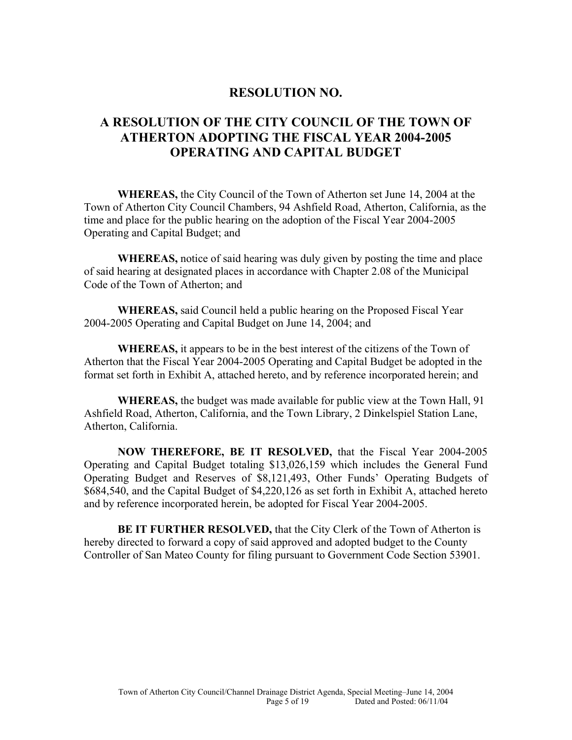# RESOLUTION NO.

# A RESOLUTION OF THE CITY COUNCIL OF THE TOWN OF ATHERTON ADOPTING THE FISCAL YEAR 2004-2005 OPERATING AND CAPITAL BUDGET

**WHEREAS,** the City Council of the Town of Atherton set June 14, 2004 at the Town of Atherton City Council Chambers, 94 Ashfield Road, Atherton, California, as the time and place for the public hearing on the adoption of the Fiscal Year 2004-2005 Operating and Capital Budget; and

**WHEREAS,** notice of said hearing was duly given by posting the time and place of said hearing at designated places in accordance with Chapter 2.08 of the Municipal Code of the Town of Atherton; and

**WHEREAS,** said Council held a public hearing on the Proposed Fiscal Year 2004-2005 Operating and Capital Budget on June 14, 2004; and

**WHEREAS,** it appears to be in the best interest of the citizens of the Town of Atherton that the Fiscal Year 2004-2005 Operating and Capital Budget be adopted in the format set forth in Exhibit A, attached hereto, and by reference incorporated herein; and

**WHEREAS,** the budget was made available for public view at the Town Hall, 91 Ashfield Road, Atherton, California, and the Town Library, 2 Dinkelspiel Station Lane, Atherton, California.

**NOW THEREFORE, BE IT RESOLVED,** that the Fiscal Year 2004-2005 Operating and Capital Budget totaling $13,026,159 which includes the General Fund Operating Budget and Reserves of $8,121,493, Other Funds' Operating Budgets of $684,540, and the Capital Budget of $4,220,126 as set forth in Exhibit A, attached hereto and by reference incorporated herein, be adopted for Fiscal Year 2004-2005.

**BE IT FURTHER RESOLVED,** that the City Clerk of the Town of Atherton is hereby directed to forward a copy of said approved and adopted budget to the County Controller of San Mateo County for filing pursuant to Government Code Section 53901.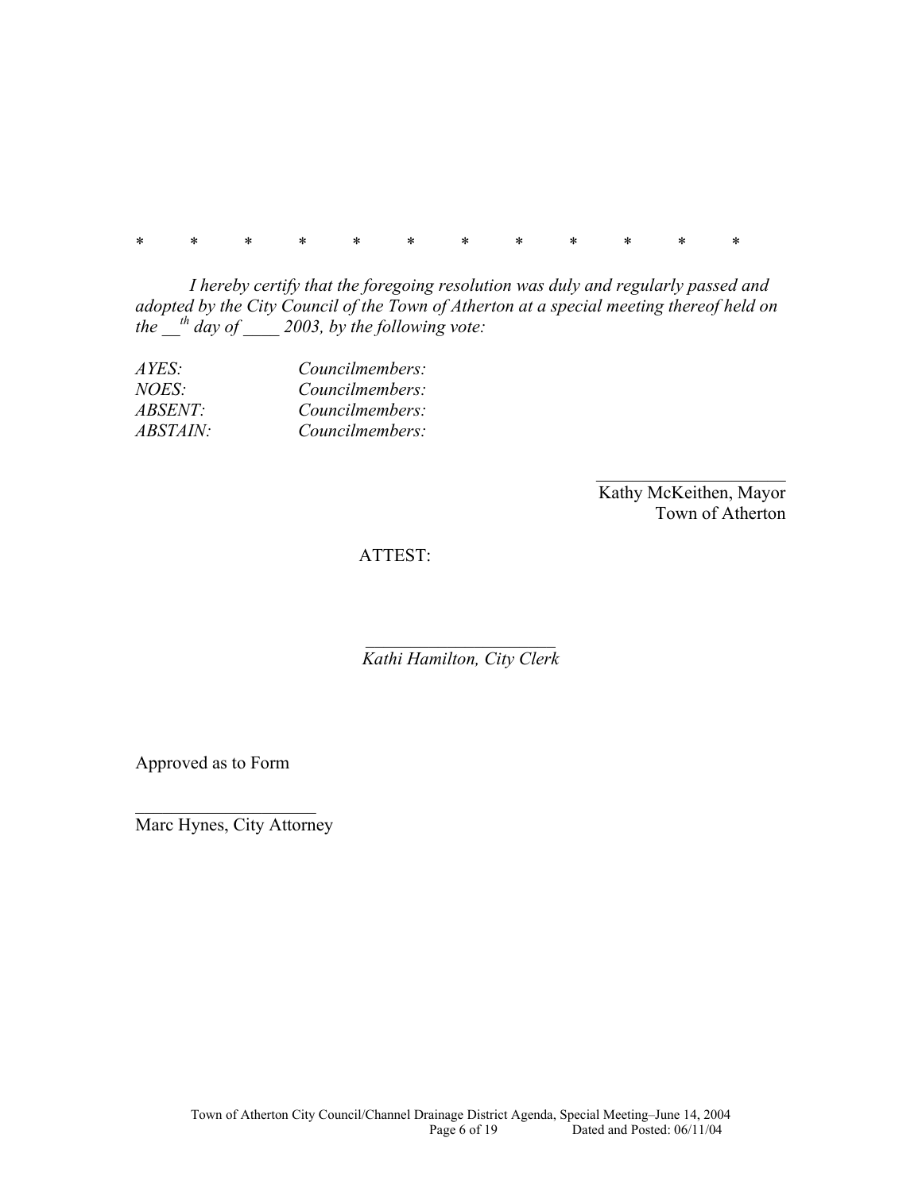\*        \*        \*        \*        \*        \*        \*        \*        \*        \*        \*        \*

*I hereby certify that the foregoing resolution was duly and regularly passed and adopted by the City Council of the Town of Atherton at a special meeting thereof held on the __th day of ____ 2003, by the following vote:*

| | |
|---|---|
| *AYES:* | *Councilmembers:* |
| *NOES:* | *Councilmembers:* |
| *ABSENT:* | *Councilmembers:* |
| *ABSTAIN:* | *Councilmembers:* |

\_\_\_\_\_\_\_\_\_\_\_\_\_\_\_\_\_\_\_\_\_\_
Kathy McKeithen, Mayor
Town of Atherton

ATTEST:

\_\_\_\_\_\_\_\_\_\_\_\_\_\_\_\_\_\_\_\_\_\_
*Kathi Hamilton, City Clerk*

Approved as to Form

\_\_\_\_\_\_\_\_\_\_\_\_\_\_\_\_\_\_\_\_\_
Marc Hynes, City Attorney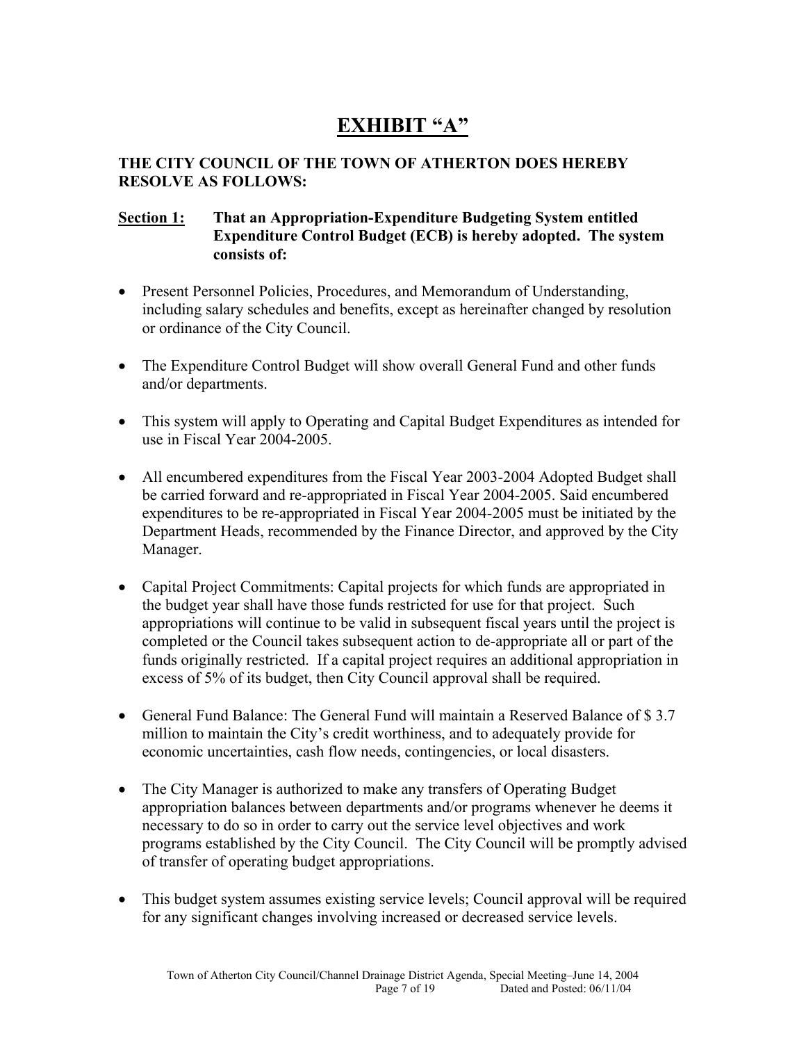# EXHIBIT "A"

**THE CITY COUNCIL OF THE TOWN OF ATHERTON DOES HEREBY RESOLVE AS FOLLOWS:**

**Section 1: That an Appropriation-Expenditure Budgeting System entitled Expenditure Control Budget (ECB) is hereby adopted. The system consists of:**

- Present Personnel Policies, Procedures, and Memorandum of Understanding, including salary schedules and benefits, except as hereinafter changed by resolution or ordinance of the City Council.

- The Expenditure Control Budget will show overall General Fund and other funds and/or departments.

- This system will apply to Operating and Capital Budget Expenditures as intended for use in Fiscal Year 2004-2005.

- All encumbered expenditures from the Fiscal Year 2003-2004 Adopted Budget shall be carried forward and re-appropriated in Fiscal Year 2004-2005. Said encumbered expenditures to be re-appropriated in Fiscal Year 2004-2005 must be initiated by the Department Heads, recommended by the Finance Director, and approved by the City Manager.

- Capital Project Commitments: Capital projects for which funds are appropriated in the budget year shall have those funds restricted for use for that project. Such appropriations will continue to be valid in subsequent fiscal years until the project is completed or the Council takes subsequent action to de-appropriate all or part of the funds originally restricted. If a capital project requires an additional appropriation in excess of 5% of its budget, then City Council approval shall be required.

- General Fund Balance: The General Fund will maintain a Reserved Balance of $ 3.7 million to maintain the City's credit worthiness, and to adequately provide for economic uncertainties, cash flow needs, contingencies, or local disasters.

- The City Manager is authorized to make any transfers of Operating Budget appropriation balances between departments and/or programs whenever he deems it necessary to do so in order to carry out the service level objectives and work programs established by the City Council. The City Council will be promptly advised of transfer of operating budget appropriations.

- This budget system assumes existing service levels; Council approval will be required for any significant changes involving increased or decreased service levels.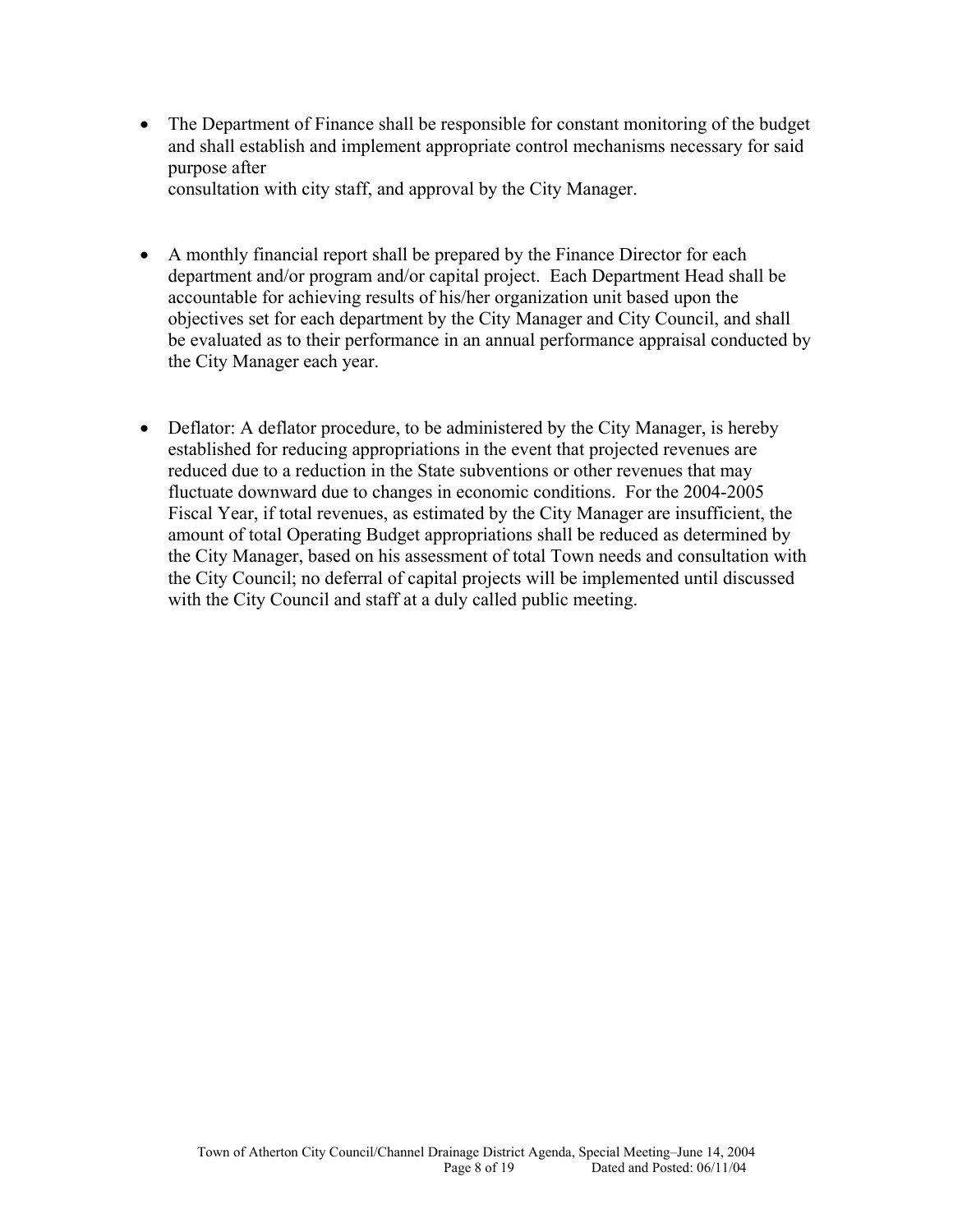- The Department of Finance shall be responsible for constant monitoring of the budget and shall establish and implement appropriate control mechanisms necessary for said purpose after consultation with city staff, and approval by the City Manager.

- A monthly financial report shall be prepared by the Finance Director for each department and/or program and/or capital project. Each Department Head shall be accountable for achieving results of his/her organization unit based upon the objectives set for each department by the City Manager and City Council, and shall be evaluated as to their performance in an annual performance appraisal conducted by the City Manager each year.

- Deflator: A deflator procedure, to be administered by the City Manager, is hereby established for reducing appropriations in the event that projected revenues are reduced due to a reduction in the State subventions or other revenues that may fluctuate downward due to changes in economic conditions. For the 2004-2005 Fiscal Year, if total revenues, as estimated by the City Manager are insufficient, the amount of total Operating Budget appropriations shall be reduced as determined by the City Manager, based on his assessment of total Town needs and consultation with the City Council; no deferral of capital projects will be implemented until discussed with the City Council and staff at a duly called public meeting.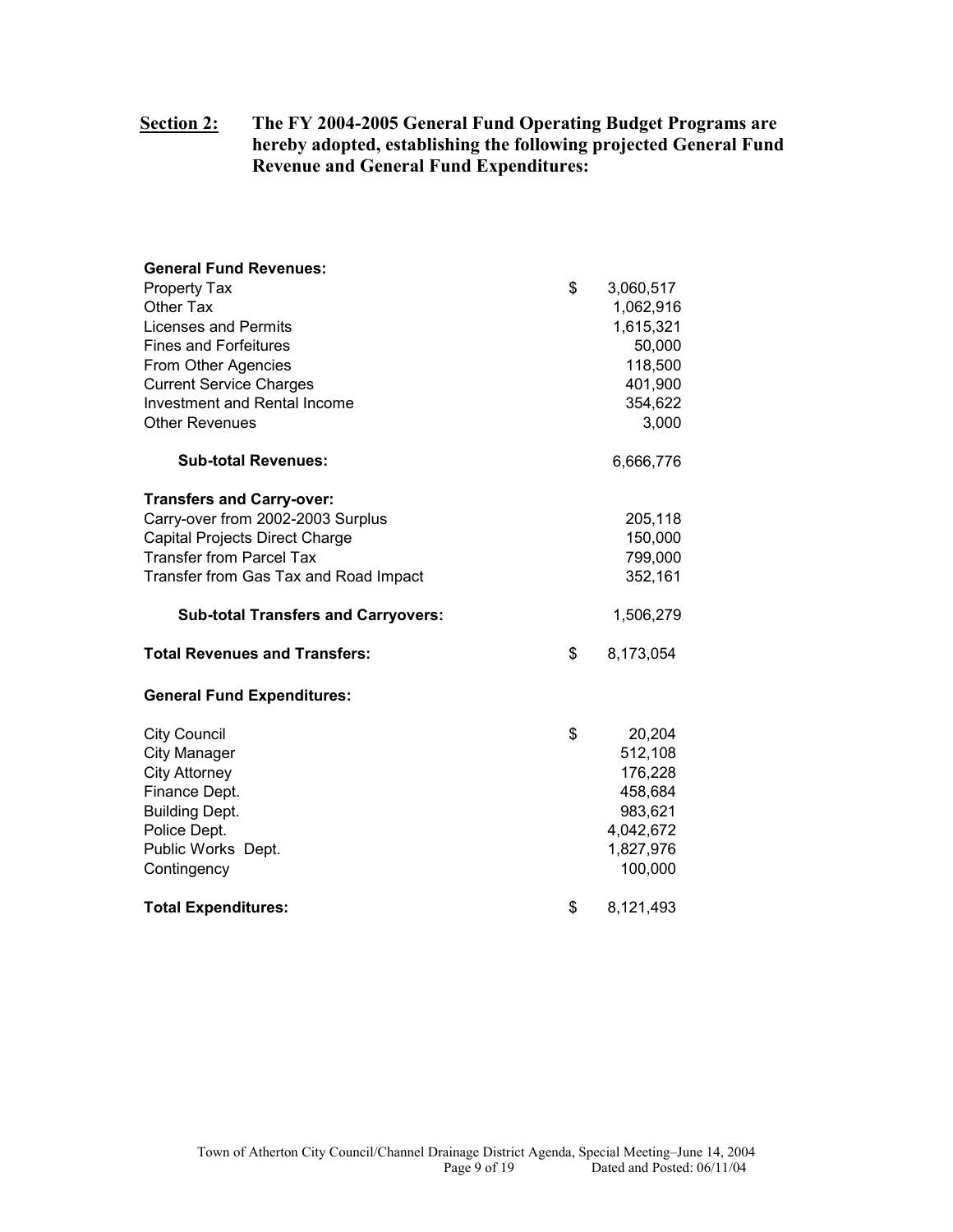**Section 2:** **The FY 2004-2005 General Fund Operating Budget Programs are hereby adopted, establishing the following projected General Fund Revenue and General Fund Expenditures:**

| | | |
|---|---|---|
| **General Fund Revenues:** | | |
| Property Tax | $ | 3,060,517 |
| Other Tax | | 1,062,916 |
| Licenses and Permits | | 1,615,321 |
| Fines and Forfeitures | | 50,000 |
| From Other Agencies | | 118,500 |
| Current Service Charges | | 401,900 |
| Investment and Rental Income | | 354,622 |
| Other Revenues | | 3,000 |
| **Sub-total Revenues:** | | 6,666,776 |
| **Transfers and Carry-over:** | | |
| Carry-over from 2002-2003 Surplus | | 205,118 |
| Capital Projects Direct Charge | | 150,000 |
| Transfer from Parcel Tax | | 799,000 |
| Transfer from Gas Tax and Road Impact | | 352,161 |
| **Sub-total Transfers and Carryovers:** | | 1,506,279 |
| **Total Revenues and Transfers:** | $ | 8,173,054 |
| **General Fund Expenditures:** | | |
| City Council | $ | 20,204 |
| City Manager | | 512,108 |
| City Attorney | | 176,228 |
| Finance Dept. | | 458,684 |
| Building Dept. | | 983,621 |
| Police Dept. | | 4,042,672 |
| Public Works Dept. | | 1,827,976 |
| Contingency | | 100,000 |
| **Total Expenditures:** | $ | 8,121,493 |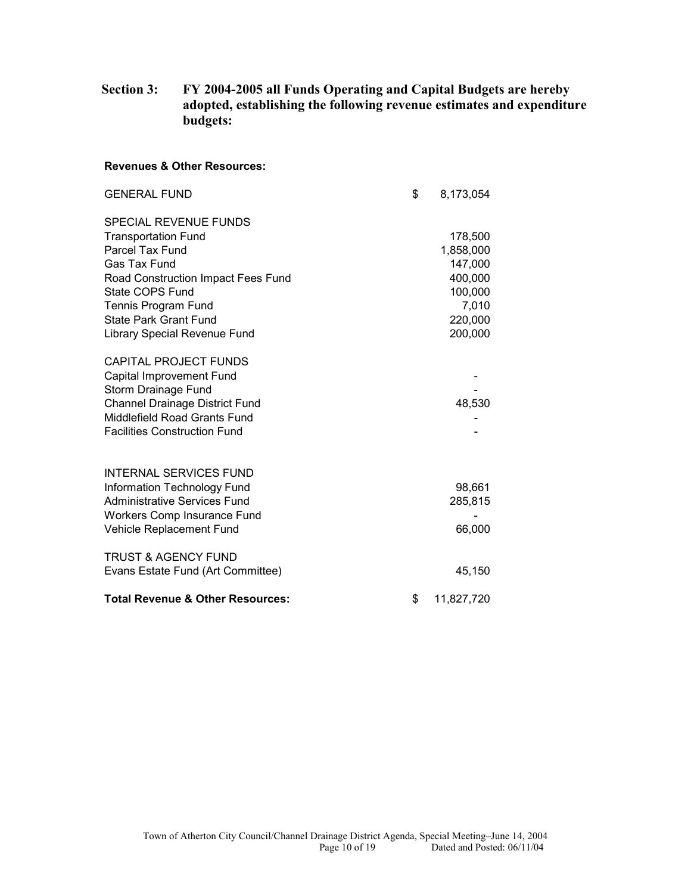**Section 3: FY 2004-2005 all Funds Operating and Capital Budgets are hereby adopted, establishing the following revenue estimates and expenditure budgets:**

**Revenues & Other Resources:**

| | |
|---|---:|
| GENERAL FUND | $ 8,173,054 |
| SPECIAL REVENUE FUNDS | |
| Transportation Fund | 178,500 |
| Parcel Tax Fund | 1,858,000 |
| Gas Tax Fund | 147,000 |
| Road Construction Impact Fees Fund | 400,000 |
| State COPS Fund | 100,000 |
| Tennis Program Fund | 7,010 |
| State Park Grant Fund | 220,000 |
| Library Special Revenue Fund | 200,000 |
| CAPITAL PROJECT FUNDS | |
| Capital Improvement Fund | - |
| Storm Drainage Fund | - |
| Channel Drainage District Fund | 48,530 |
| Middlefield Road Grants Fund | - |
| Facilities Construction Fund | - |
| INTERNAL SERVICES FUND | |
| Information Technology Fund | 98,661 |
| Administrative Services Fund | 285,815 |
| Workers Comp Insurance Fund | - |
| Vehicle Replacement Fund | 66,000 |
| TRUST & AGENCY FUND | |
| Evans Estate Fund (Art Committee) | 45,150 |
| **Total Revenue & Other Resources:** | $ 11,827,720 |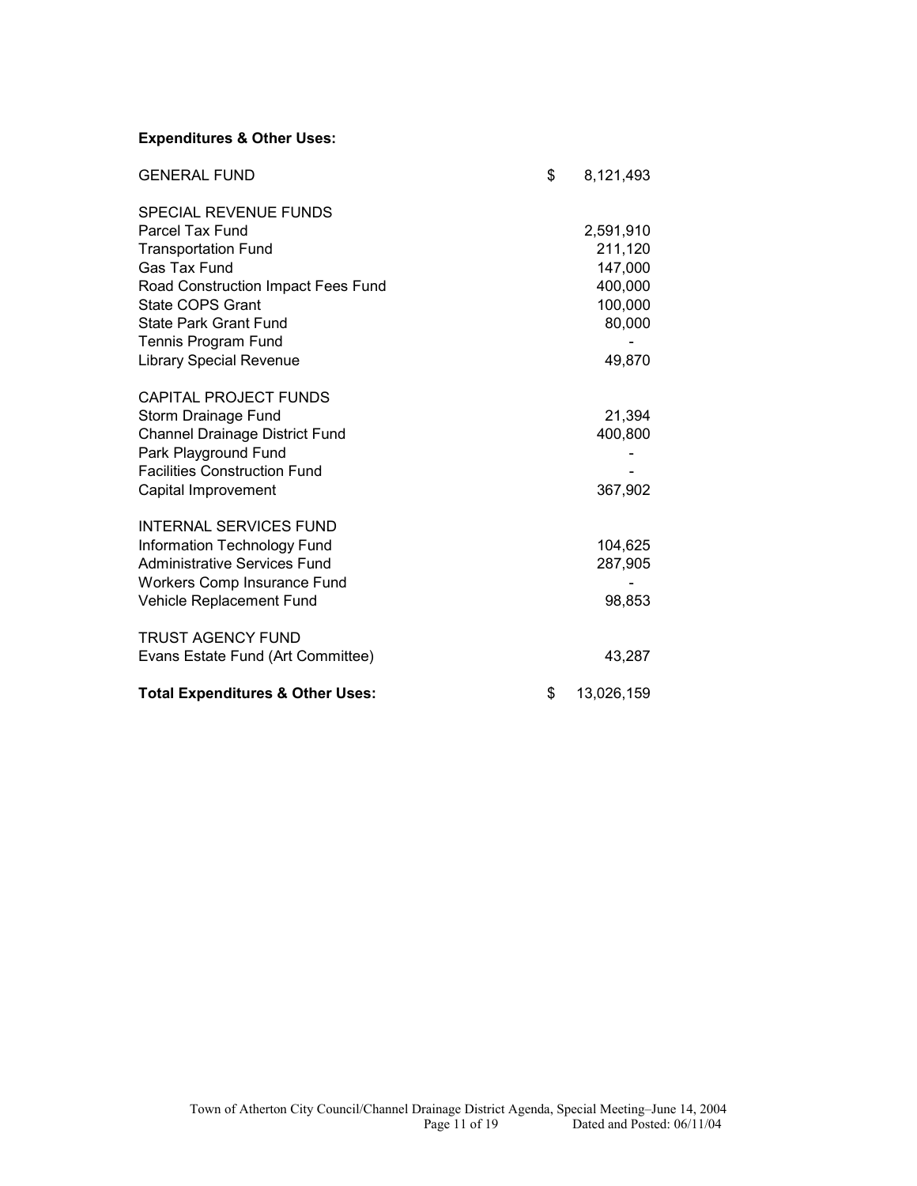**Expenditures & Other Uses:**

| | |
|---|---|
| GENERAL FUND | $ 8,121,493 |
| | |
| SPECIAL REVENUE FUNDS | |
| Parcel Tax Fund | 2,591,910 |
| Transportation Fund | 211,120 |
| Gas Tax Fund | 147,000 |
| Road Construction Impact Fees Fund | 400,000 |
| State COPS Grant | 100,000 |
| State Park Grant Fund | 80,000 |
| Tennis Program Fund | - |
| Library Special Revenue | 49,870 |
| | |
| CAPITAL PROJECT FUNDS | |
| Storm Drainage Fund | 21,394 |
| Channel Drainage District Fund | 400,800 |
| Park Playground Fund | - |
| Facilities Construction Fund | - |
| Capital Improvement | 367,902 |
| | |
| INTERNAL SERVICES FUND | |
| Information Technology Fund | 104,625 |
| Administrative Services Fund | 287,905 |
| Workers Comp Insurance Fund | - |
| Vehicle Replacement Fund | 98,853 |
| | |
| TRUST AGENCY FUND | |
| Evans Estate Fund (Art Committee) | 43,287 |
| | |
| **Total Expenditures & Other Uses:** | $ 13,026,159 |

Town of Atherton City Council/Channel Drainage District Agenda, Special Meeting–June 14, 2004
Dated and Posted: 06/11/04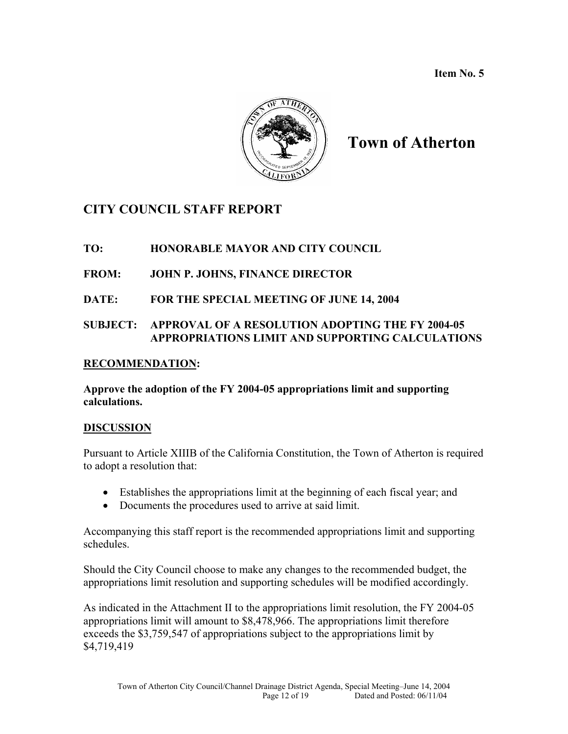**Item No. 5**

# Town of Atherton

## CITY COUNCIL STAFF REPORT

**TO:** HONORABLE MAYOR AND CITY COUNCIL

**FROM:** JOHN P. JOHNS, FINANCE DIRECTOR

**DATE:** FOR THE SPECIAL MEETING OF JUNE 14, 2004

**SUBJECT:** APPROVAL OF A RESOLUTION ADOPTING THE FY 2004-05 APPROPRIATIONS LIMIT AND SUPPORTING CALCULATIONS

### RECOMMENDATION:

**Approve the adoption of the FY 2004-05 appropriations limit and supporting calculations.**

### DISCUSSION

Pursuant to Article XIIIB of the California Constitution, the Town of Atherton is required to adopt a resolution that:

- Establishes the appropriations limit at the beginning of each fiscal year; and
- Documents the procedures used to arrive at said limit.

Accompanying this staff report is the recommended appropriations limit and supporting schedules.

Should the City Council choose to make any changes to the recommended budget, the appropriations limit resolution and supporting schedules will be modified accordingly.

As indicated in the Attachment II to the appropriations limit resolution, the FY 2004-05 appropriations limit will amount to $8,478,966. The appropriations limit therefore exceeds the $3,759,547 of appropriations subject to the appropriations limit by $4,719,419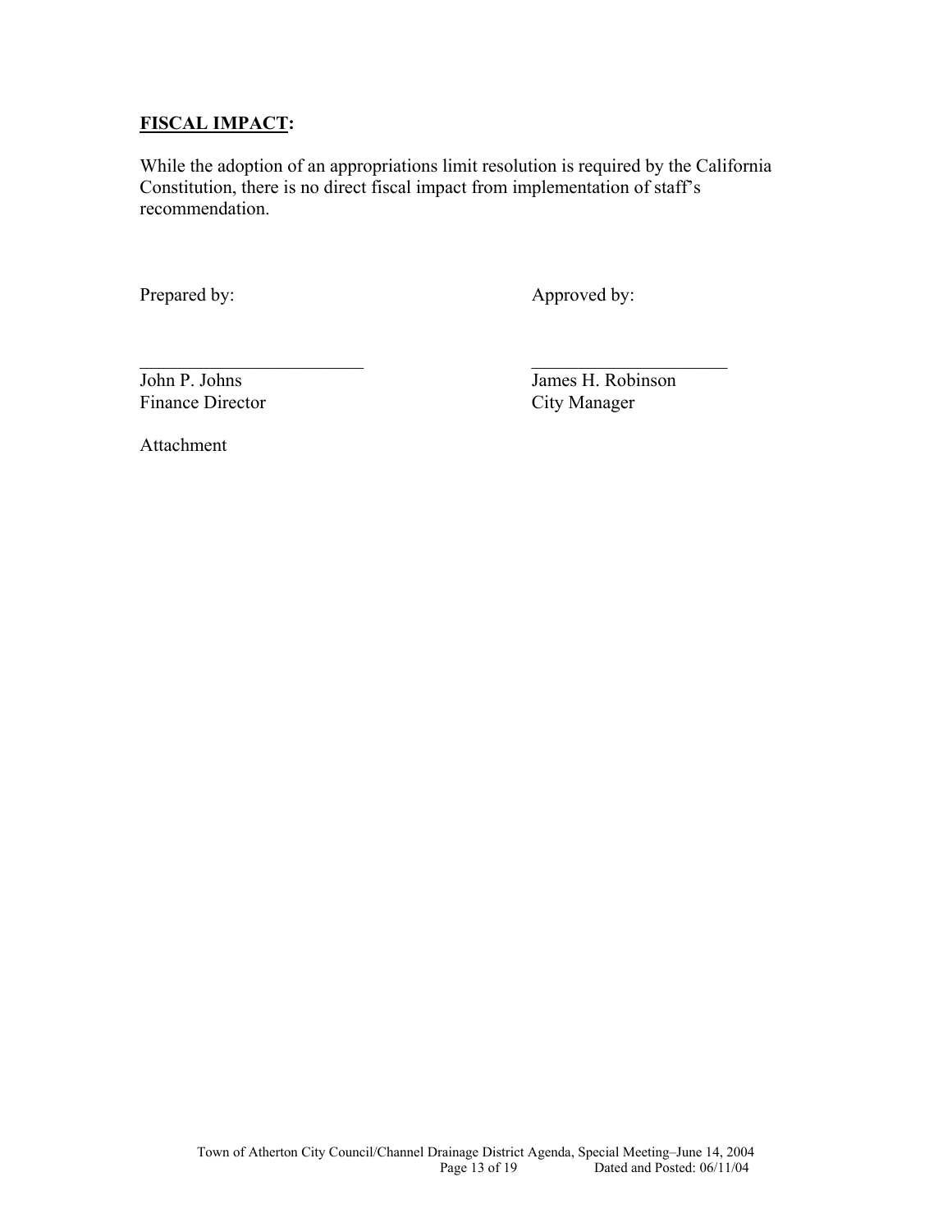**<u>FISCAL IMPACT</u>:**

While the adoption of an appropriations limit resolution is required by the California Constitution, there is no direct fiscal impact from implementation of staff's recommendation.

| Prepared by: | Approved by: |
| --- | --- |
| \_\_\_\_\_\_\_\_\_\_\_\_\_\_\_\_\_\_\_\_\_\_\_\_\_ | \_\_\_\_\_\_\_\_\_\_\_\_\_\_\_\_\_\_\_\_\_\_ |
| John P. Johns | James H. Robinson |
| Finance Director | City Manager |

Attachment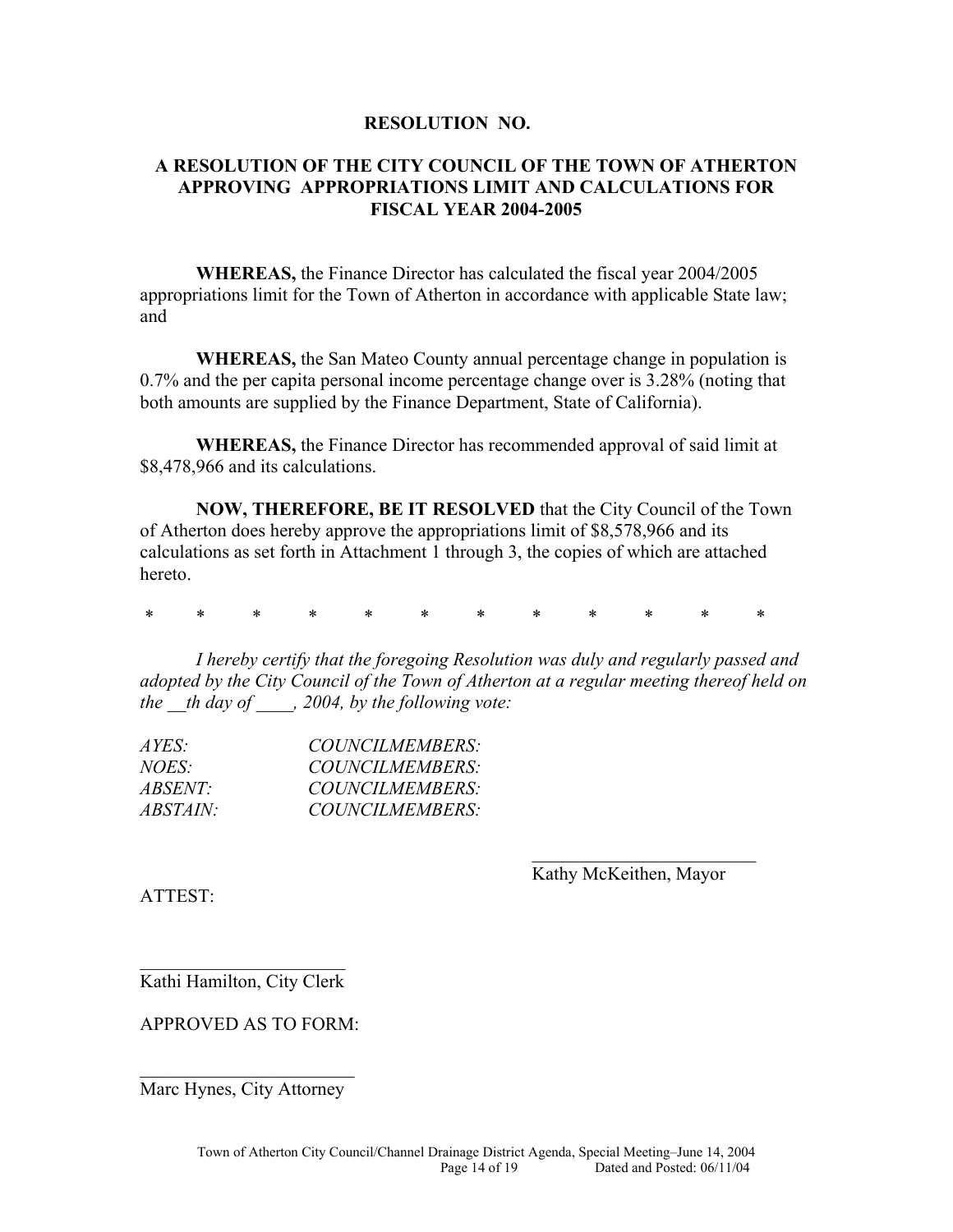**RESOLUTION NO.**

**A RESOLUTION OF THE CITY COUNCIL OF THE TOWN OF ATHERTON APPROVING APPROPRIATIONS LIMIT AND CALCULATIONS FOR FISCAL YEAR 2004-2005**

**WHEREAS,** the Finance Director has calculated the fiscal year 2004/2005 appropriations limit for the Town of Atherton in accordance with applicable State law; and

**WHEREAS,** the San Mateo County annual percentage change in population is 0.7% and the per capita personal income percentage change over is 3.28% (noting that both amounts are supplied by the Finance Department, State of California).

**WHEREAS,** the Finance Director has recommended approval of said limit at $8,478,966 and its calculations.

**NOW, THEREFORE, BE IT RESOLVED** that the City Council of the Town of Atherton does hereby approve the appropriations limit of $8,578,966 and its calculations as set forth in Attachment 1 through 3, the copies of which are attached hereto.

\* \* \* \* \* \* \* \* \* \* \* \*

*I hereby certify that the foregoing Resolution was duly and regularly passed and adopted by the City Council of the Town of Atherton at a regular meeting thereof held on the __th day of ____, 2004, by the following vote:*

*AYES:* *COUNCILMEMBERS:*
*NOES:* *COUNCILMEMBERS:*
*ABSENT:* *COUNCILMEMBERS:*
*ABSTAIN:* *COUNCILMEMBERS:*

_________________________
Kathy McKeithen, Mayor

ATTEST:

_______________________
Kathi Hamilton, City Clerk

APPROVED AS TO FORM:

________________________
Marc Hynes, City Attorney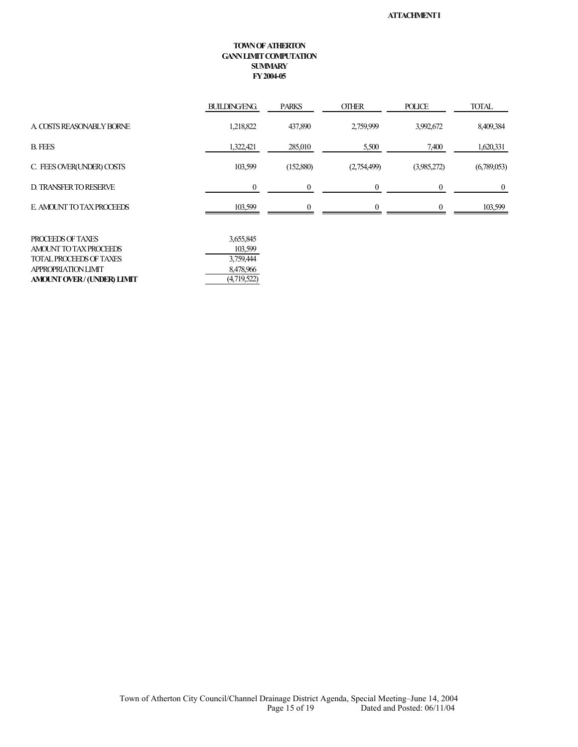**ATTACHMENT I**

**TOWN OF ATHERTON**
**GANN LIMIT COMPUTATION**
**SUMMARY**
**FY 2004-05**

| | BUILDING/ENG. | PARKS | OTHER | POLICE | TOTAL |
|---|---|---|---|---|---|
| A. COSTS REASONABLY BORNE | 1,218,822 | 437,890 | 2,759,999 | 3,992,672 | 8,409,384 |
| B. FEES | 1,322,421 | 285,010 | 5,500 | 7,400 | 1,620,331 |
| C. FEES OVER(UNDER) COSTS | 103,599 | (152,880) | (2,754,499) | (3,985,272) | (6,789,053) |
| D. TRANSFER TO RESERVE | 0 | 0 | 0 | 0 | 0 |
| E. AMOUNT TO TAX PROCEEDS | 103,599 | 0 | 0 | 0 | 103,599 |

| | |
|---|---|
| PROCEEDS OF TAXES | 3,655,845 |
| AMOUNT TO TAX PROCEEDS | 103,599 |
| TOTAL PROCEEDS OF TAXES | 3,759,444 |
| APPROPRIATION LIMIT | 8,478,966 |
| **AMOUNT OVER / (UNDER) LIMIT** | (4,719,522) |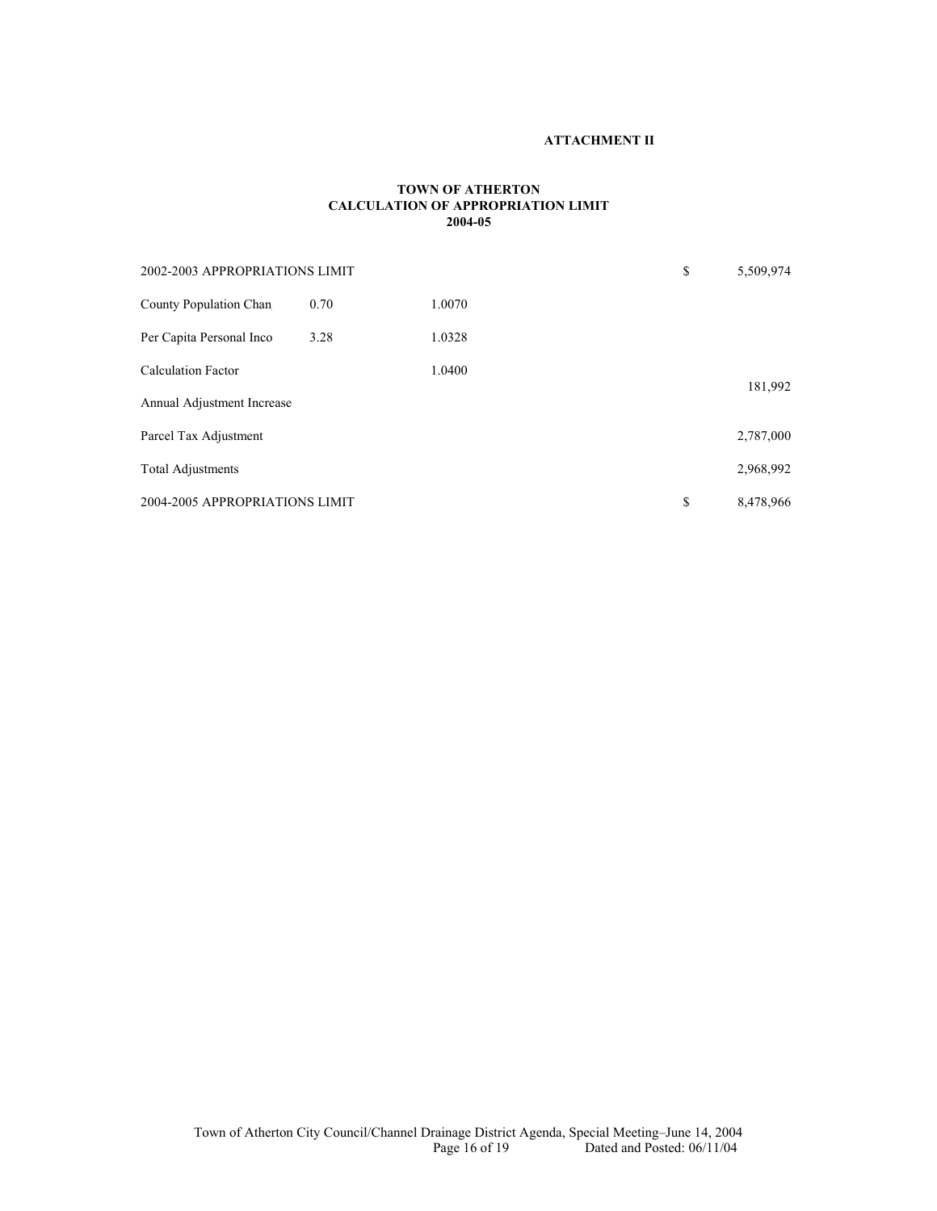**ATTACHMENT II**

**TOWN OF ATHERTON**
**CALCULATION OF APPROPRIATION LIMIT**
**2004-05**

| | | | | |
|---|---|---|---|---|
| 2002-2003 APPROPRIATIONS LIMIT | | | $ | 5,509,974 |
| County Population Chan | 0.70 | 1.0070 | | |
| Per Capita Personal Inco | 3.28 | 1.0328 | | |
| Calculation Factor | | 1.0400 | | |
| Annual Adjustment Increase | | | | 181,992 |
| Parcel Tax Adjustment | | | | 2,787,000 |
| Total Adjustments | | | | 2,968,992 |
| 2004-2005 APPROPRIATIONS LIMIT | | | $ | 8,478,966 |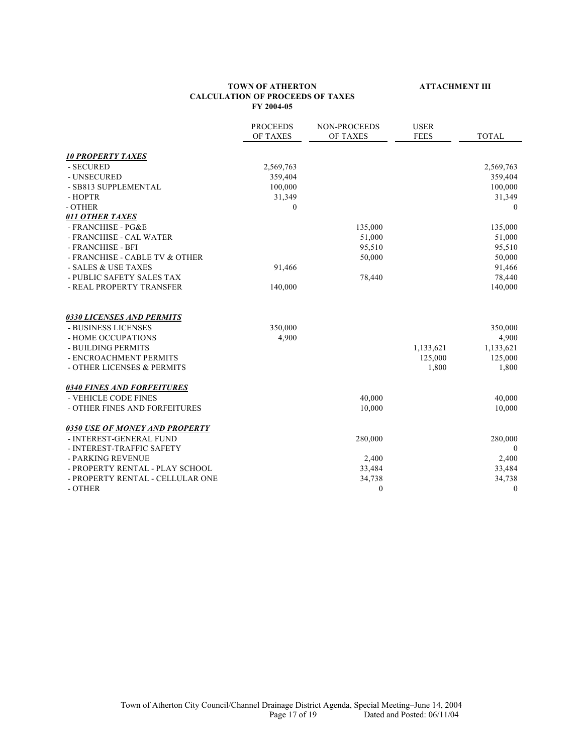**TOWN OF ATHERTON**
**CALCULATION OF PROCEEDS OF TAXES**
**FY 2004-05**

**ATTACHMENT III**

| | PROCEEDS OF TAXES | NON-PROCEEDS OF TAXES | USER FEES | TOTAL |
|---|---|---|---|---|
| ***10 PROPERTY TAXES*** | | | | |
| - SECURED | 2,569,763 | | | 2,569,763 |
| - UNSECURED | 359,404 | | | 359,404 |
| - SB813 SUPPLEMENTAL | 100,000 | | | 100,000 |
| - HOPTR | 31,349 | | | 31,349 |
| - OTHER | 0 | | | 0 |
| ***011 OTHER TAXES*** | | | | |
| - FRANCHISE - PG&E | | 135,000 | | 135,000 |
| - FRANCHISE - CAL WATER | | 51,000 | | 51,000 |
| - FRANCHISE - BFI | | 95,510 | | 95,510 |
| - FRANCHISE - CABLE TV & OTHER | | 50,000 | | 50,000 |
| - SALES & USE TAXES | 91,466 | | | 91,466 |
| - PUBLIC SAFETY SALES TAX | | 78,440 | | 78,440 |
| - REAL PROPERTY TRANSFER | 140,000 | | | 140,000 |
| ***0330 LICENSES AND PERMITS*** | | | | |
| - BUSINESS LICENSES | 350,000 | | | 350,000 |
| - HOME OCCUPATIONS | 4,900 | | | 4,900 |
| - BUILDING PERMITS | | | 1,133,621 | 1,133,621 |
| - ENCROACHMENT PERMITS | | | 125,000 | 125,000 |
| - OTHER LICENSES & PERMITS | | | 1,800 | 1,800 |
| ***0340 FINES AND FORFEITURES*** | | | | |
| - VEHICLE CODE FINES | | 40,000 | | 40,000 |
| - OTHER FINES AND FORFEITURES | | 10,000 | | 10,000 |
| ***0350 USE OF MONEY AND PROPERTY*** | | | | |
| - INTEREST-GENERAL FUND | | 280,000 | | 280,000 |
| - INTEREST-TRAFFIC SAFETY | | | | 0 |
| - PARKING REVENUE | | 2,400 | | 2,400 |
| - PROPERTY RENTAL - PLAY SCHOOL | | 33,484 | | 33,484 |
| - PROPERTY RENTAL - CELLULAR ONE | | 34,738 | | 34,738 |
| - OTHER | | 0 | | 0 |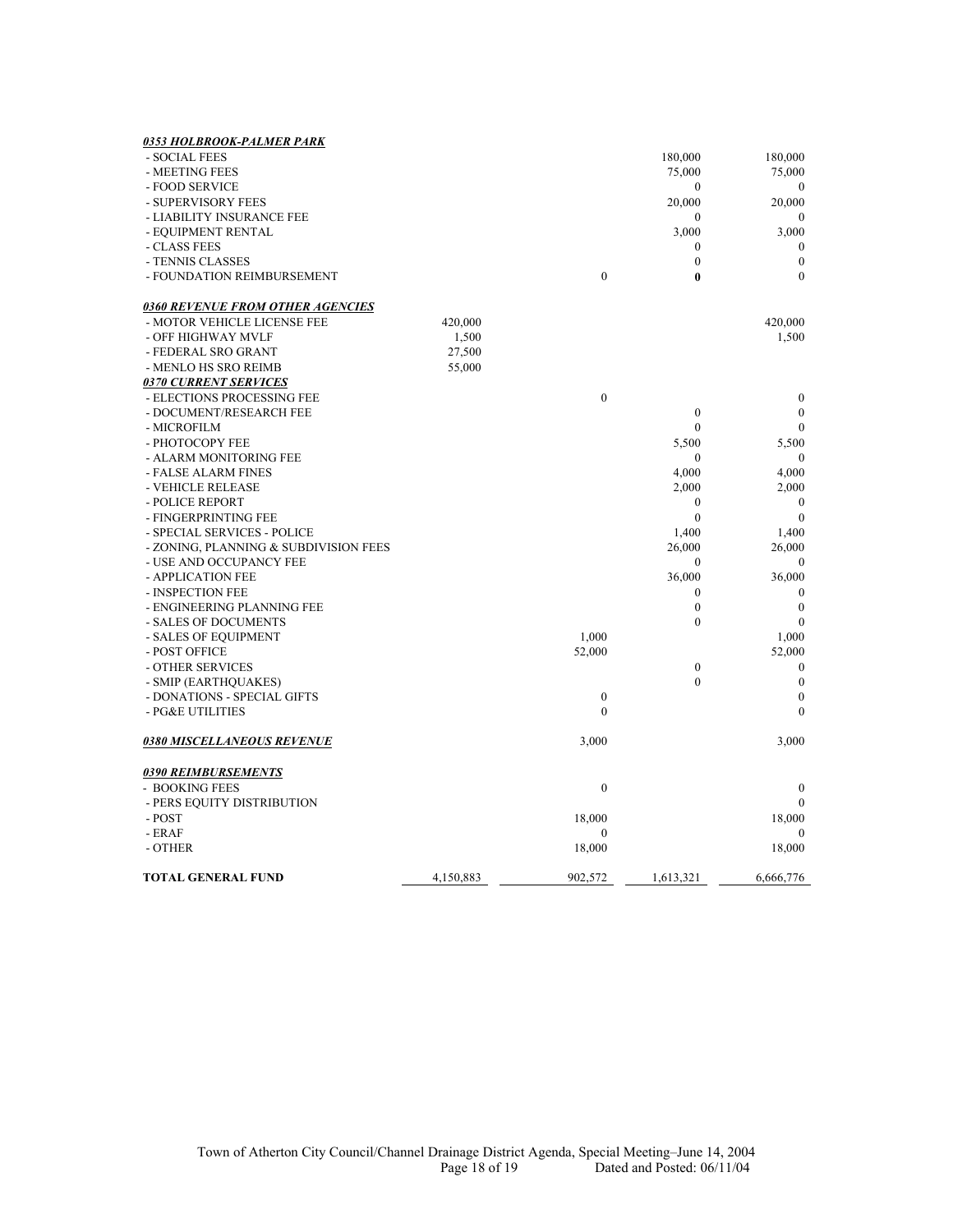| | | | | |
|---|---|---|---|---|
| ***0353 HOLBROOK-PALMER PARK*** | | | | |
| - SOCIAL FEES | | | 180,000 | 180,000 |
| - MEETING FEES | | | 75,000 | 75,000 |
| - FOOD SERVICE | | | 0 | 0 |
| - SUPERVISORY FEES | | | 20,000 | 20,000 |
| - LIABILITY INSURANCE FEE | | | 0 | 0 |
| - EQUIPMENT RENTAL | | | 3,000 | 3,000 |
| - CLASS FEES | | | 0 | 0 |
| - TENNIS CLASSES | | | 0 | 0 |
| - FOUNDATION REIMBURSEMENT | | 0 | **0** | 0 |
| ***0360 REVENUE FROM OTHER AGENCIES*** | | | | |
| - MOTOR VEHICLE LICENSE FEE | 420,000 | | | 420,000 |
| - OFF HIGHWAY MVLF | 1,500 | | | 1,500 |
| - FEDERAL SRO GRANT | 27,500 | | | |
| - MENLO HS SRO REIMB | 55,000 | | | |
| ***0370 CURRENT SERVICES*** | | | | |
| - ELECTIONS PROCESSING FEE | | 0 | | 0 |
| - DOCUMENT/RESEARCH FEE | | | 0 | 0 |
| - MICROFILM | | | 0 | 0 |
| - PHOTOCOPY FEE | | | 5,500 | 5,500 |
| - ALARM MONITORING FEE | | | 0 | 0 |
| - FALSE ALARM FINES | | | 4,000 | 4,000 |
| - VEHICLE RELEASE | | | 2,000 | 2,000 |
| - POLICE REPORT | | | 0 | 0 |
| - FINGERPRINTING FEE | | | 0 | 0 |
| - SPECIAL SERVICES - POLICE | | | 1,400 | 1,400 |
| - ZONING, PLANNING & SUBDIVISION FEES | | | 26,000 | 26,000 |
| - USE AND OCCUPANCY FEE | | | 0 | 0 |
| - APPLICATION FEE | | | 36,000 | 36,000 |
| - INSPECTION FEE | | | 0 | 0 |
| - ENGINEERING PLANNING FEE | | | 0 | 0 |
| - SALES OF DOCUMENTS | | | 0 | 0 |
| - SALES OF EQUIPMENT | | 1,000 | | 1,000 |
| - POST OFFICE | | 52,000 | | 52,000 |
| - OTHER SERVICES | | | 0 | 0 |
| - SMIP (EARTHQUAKES) | | | 0 | 0 |
| - DONATIONS - SPECIAL GIFTS | | 0 | | 0 |
| - PG&E UTILITIES | | 0 | | 0 |
| ***0380 MISCELLANEOUS REVENUE*** | | 3,000 | | 3,000 |
| ***0390 REIMBURSEMENTS*** | | | | |
| - BOOKING FEES | | 0 | | 0 |
| - PERS EQUITY DISTRIBUTION | | | | 0 |
| - POST | | 18,000 | | 18,000 |
| - ERAF | | 0 | | 0 |
| - OTHER | | 18,000 | | 18,000 |
| **TOTAL GENERAL FUND** | 4,150,883 | 902,572 | 1,613,321 | 6,666,776 |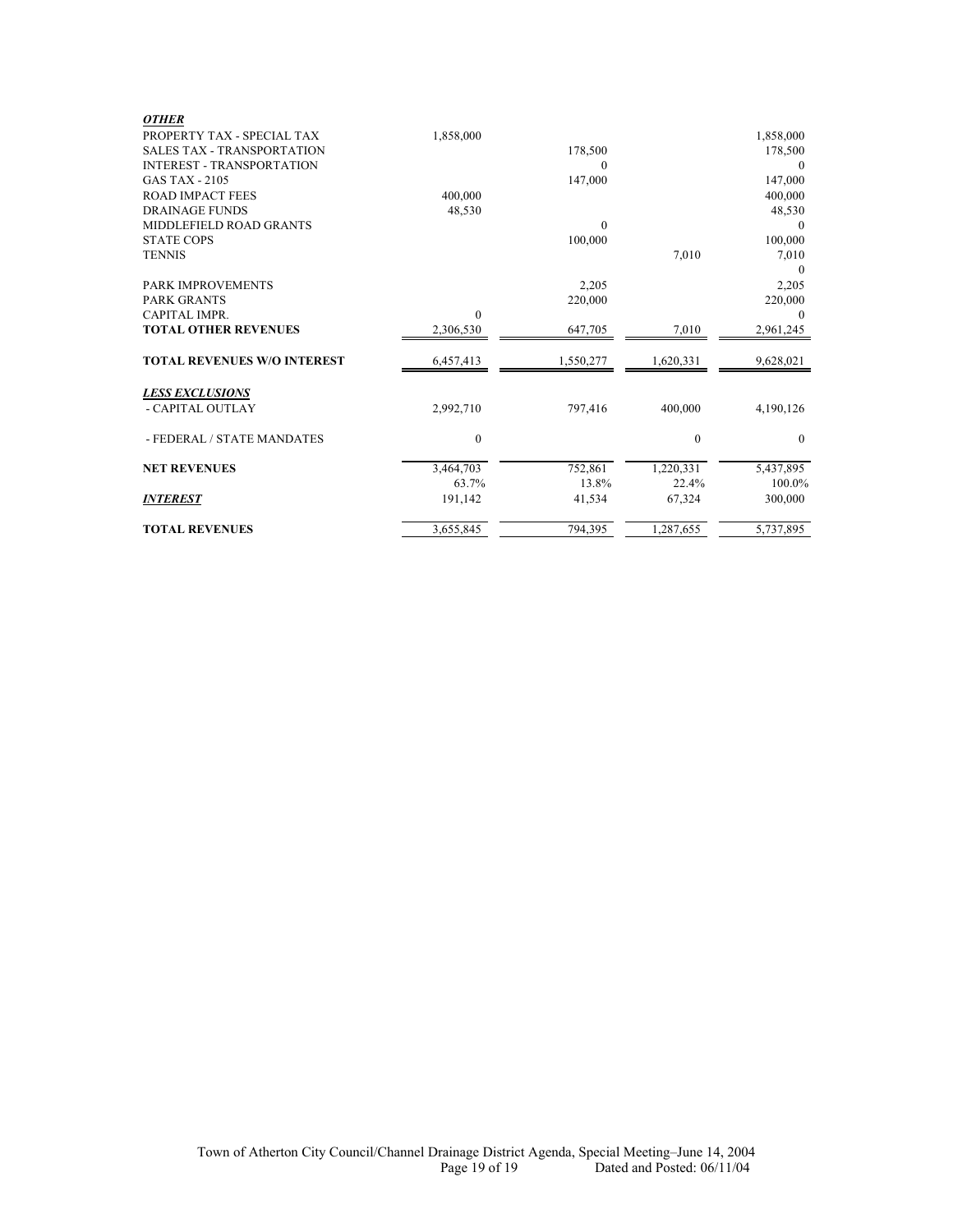| | | | | |
|---|---|---|---|---|
| ***OTHER*** | | | | |
| PROPERTY TAX - SPECIAL TAX | 1,858,000 | | | 1,858,000 |
| SALES TAX - TRANSPORTATION | | 178,500 | | 178,500 |
| INTEREST - TRANSPORTATION | | 0 | | 0 |
| GAS TAX - 2105 | | 147,000 | | 147,000 |
| ROAD IMPACT FEES | 400,000 | | | 400,000 |
| DRAINAGE FUNDS | 48,530 | | | 48,530 |
| MIDDLEFIELD ROAD GRANTS | | 0 | | 0 |
| STATE COPS | | 100,000 | | 100,000 |
| TENNIS | | | 7,010 | 7,010 |
| | | | | 0 |
| PARK IMPROVEMENTS | | 2,205 | | 2,205 |
| PARK GRANTS | | 220,000 | | 220,000 |
| CAPITAL IMPR. | 0 | | | 0 |
| **TOTAL OTHER REVENUES** | 2,306,530 | 647,705 | 7,010 | 2,961,245 |
| **TOTAL REVENUES W/O INTEREST** | 6,457,413 | 1,550,277 | 1,620,331 | 9,628,021 |
| ***LESS EXCLUSIONS*** | | | | |
| - CAPITAL OUTLAY | 2,992,710 | 797,416 | 400,000 | 4,190,126 |
| - FEDERAL / STATE MANDATES | 0 | | 0 | 0 |
| **NET REVENUES** | 3,464,703 | 752,861 | 1,220,331 | 5,437,895 |
| | 63.7% | 13.8% | 22.4% | 100.0% |
| ***INTEREST*** | 191,142 | 41,534 | 67,324 | 300,000 |
| **TOTAL REVENUES** | 3,655,845 | 794,395 | 1,287,655 | 5,737,895 |